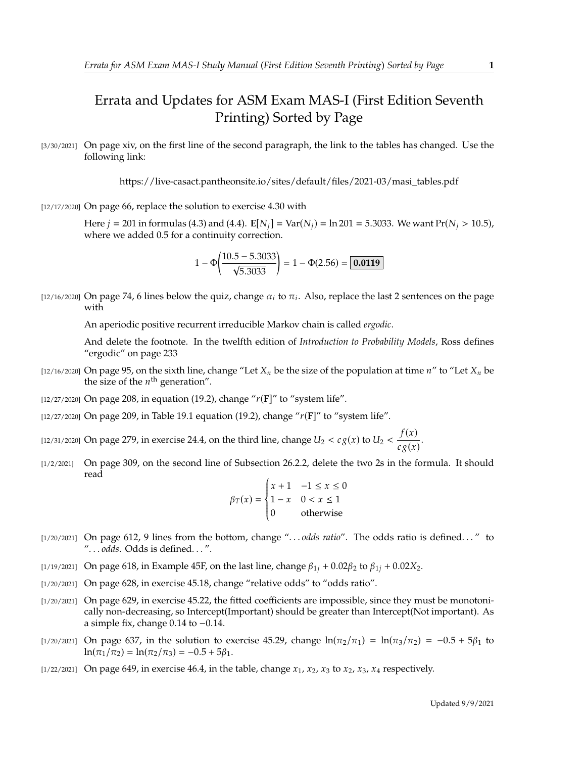# Errata and Updates for ASM Exam MAS-I (First Edition Seventh Printing) Sorted by Page

[3/30/2021] On page xiv, on the first line of the second paragraph, the link to the tables has changed. Use the following link:

https://live-casact.pantheonsite.io/sites/default/files/2021-03/masi_tables.pdf

[12/17/2020] On page 66, replace the solution to exercise 4.30 with

Here $j = 201$ in formulas (4.3) and (4.4). $\mathbf{E}[N_j] = \mathrm{Var}(N_j) = \ln 201 = 5.3033$. We want $\Pr(N_j > 10.5)$, where we added 0.5 for a continuity correction.

$$1 - \Phi\left(\frac{10.5 - 5.3033}{\sqrt{5.3033}}\right) = 1 - \Phi(2.56) = \boxed{\mathbf{0.0119}}$$

[12/16/2020] On page 74, 6 lines below the quiz, change $\alpha_i$ to $\pi_i$. Also, replace the last 2 sentences on the page with

An aperiodic positive recurrent irreducible Markov chain is called *ergodic*.

And delete the footnote. In the twelfth edition of *Introduction to Probability Models*, Ross defines "ergodic" on page 233

[12/16/2020] On page 95, on the sixth line, change "Let $X_n$ be the size of the population at time $n$" to "Let $X_n$ be the size of the $n^{\text{th}}$ generation".

[12/27/2020] On page 208, in equation (19.2), change "$r(\mathbf{F})$" to "system life".

[12/27/2020] On page 209, in Table 19.1 equation (19.2), change "$r(\mathbf{F})$" to "system life".

[12/31/2020] On page 279, in exercise 24.4, on the third line, change $U_2 < cg(x)$ to $U_2 < \dfrac{f(x)}{cg(x)}$.

[1/2/2021] On page 309, on the second line of Subsection 26.2.2, delete the two 2s in the formula. It should read

$$\beta_T(x) = \begin{cases} x+1 & -1 \le x \le 0 \\ 1-x & 0 < x \le 1 \\ 0 & \text{otherwise} \end{cases}$$

[1/20/2021] On page 612, 9 lines from the bottom, change "...*odds ratio*". The odds ratio is defined..." to "...*odds*. Odds is defined...".

[1/19/2021] On page 618, in Example 45F, on the last line, change $\beta_{1j} + 0.02\beta_2$ to $\beta_{1j} + 0.02X_2$.

[1/20/2021] On page 628, in exercise 45.18, change "relative odds" to "odds ratio".

[1/20/2021] On page 629, in exercise 45.22, the fitted coefficients are impossible, since they must be monotonically non-decreasing, so Intercept(Important) should be greater than Intercept(Not important). As a simple fix, change 0.14 to −0.14.

[1/20/2021] On page 637, in the solution to exercise 45.29, change $\ln(\pi_2/\pi_1) = \ln(\pi_3/\pi_2) = -0.5 + 5\beta_1$ to $\ln(\pi_1/\pi_2) = \ln(\pi_2/\pi_3) = -0.5 + 5\beta_1$.

[1/22/2021] On page 649, in exercise 46.4, in the table, change $x_1$, $x_2$, $x_3$ to $x_2$, $x_3$, $x_4$ respectively.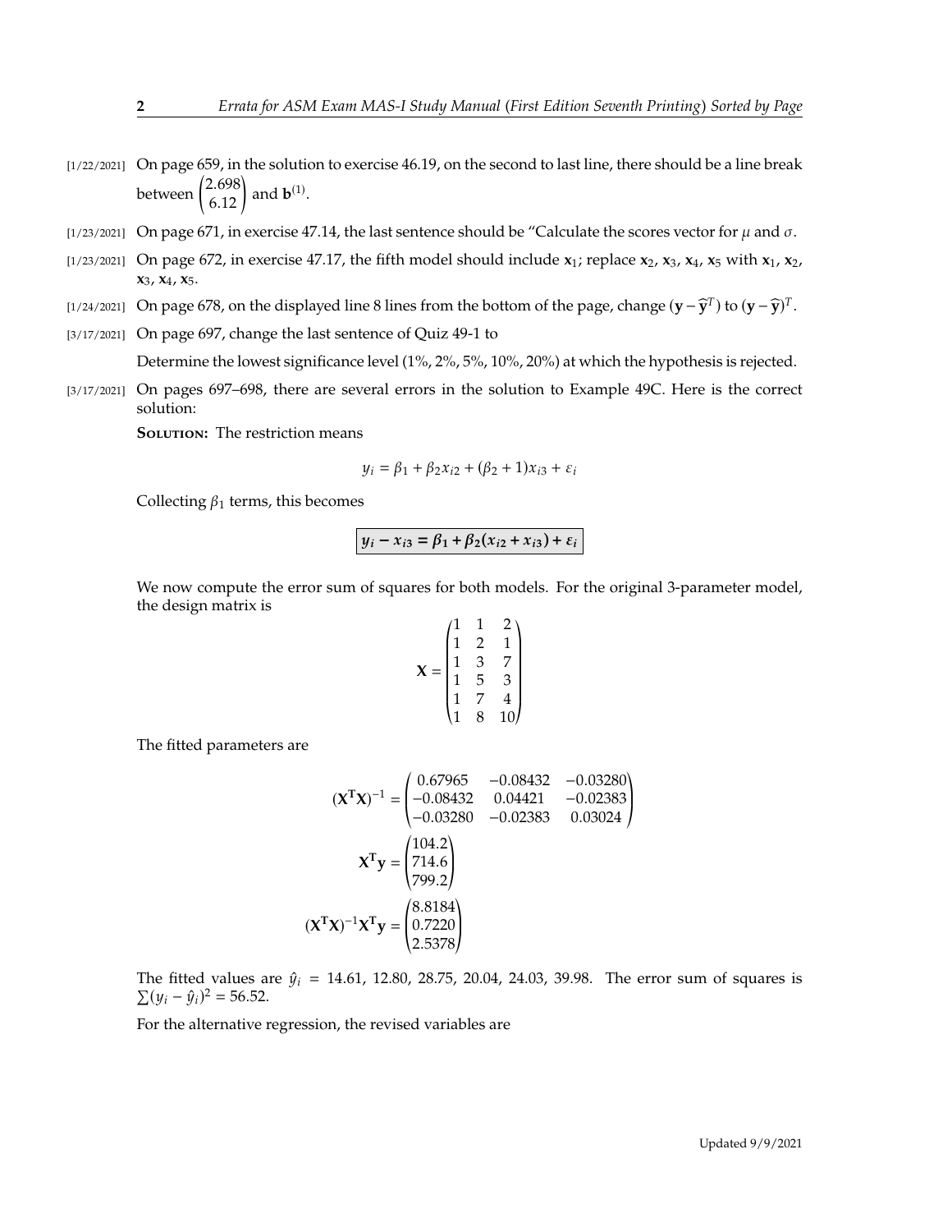[1/22/2021] On page 659, in the solution to exercise 46.19, on the second to last line, there should be a line break between $\begin{pmatrix}2.698\\6.12\end{pmatrix}$ and $\mathbf{b}^{(1)}$.

[1/23/2021] On page 671, in exercise 47.14, the last sentence should be "Calculate the scores vector for $\mu$ and $\sigma$.

[1/23/2021] On page 672, in exercise 47.17, the fifth model should include $\mathbf{x}_1$; replace $\mathbf{x}_2$, $\mathbf{x}_3$, $\mathbf{x}_4$, $\mathbf{x}_5$ with $\mathbf{x}_1$, $\mathbf{x}_2$, $\mathbf{x}_3$, $\mathbf{x}_4$, $\mathbf{x}_5$.

[1/24/2021] On page 678, on the displayed line 8 lines from the bottom of the page, change $(\mathbf{y} - \widehat{\mathbf{y}}^T)$ to $(\mathbf{y} - \widehat{\mathbf{y}})^T$.

[3/17/2021] On page 697, change the last sentence of Quiz 49-1 to

Determine the lowest significance level (1%, 2%, 5%, 10%, 20%) at which the hypothesis is rejected.

[3/17/2021] On pages 697–698, there are several errors in the solution to Example 49C. Here is the correct solution:

**Solution:** The restriction means

$$y_i = \beta_1 + \beta_2 x_{i2} + (\beta_2 + 1)x_{i3} + \varepsilon_i$$

Collecting $\beta_1$ terms, this becomes

$$\boxed{\boldsymbol{y_i - x_{i3} = \beta_1 + \beta_2(x_{i2} + x_{i3}) + \varepsilon_i}}$$

We now compute the error sum of squares for both models. For the original 3-parameter model, the design matrix is

$$\mathbf{X} = \begin{pmatrix} 1 & 1 & 2 \\ 1 & 2 & 1 \\ 1 & 3 & 7 \\ 1 & 5 & 3 \\ 1 & 7 & 4 \\ 1 & 8 & 10 \end{pmatrix}$$

The fitted parameters are

$$(\mathbf{X^TX})^{-1} = \begin{pmatrix} 0.67965 & -0.08432 & -0.03280 \\ -0.08432 & 0.04421 & -0.02383 \\ -0.03280 & -0.02383 & 0.03024 \end{pmatrix}$$

$$\mathbf{X^Ty} = \begin{pmatrix} 104.2 \\ 714.6 \\ 799.2 \end{pmatrix}$$

$$(\mathbf{X^TX})^{-1}\mathbf{X^Ty} = \begin{pmatrix} 8.8184 \\ 0.7220 \\ 2.5378 \end{pmatrix}$$

The fitted values are $\hat{y}_i = 14.61, 12.80, 28.75, 20.04, 24.03, 39.98$. The error sum of squares is $\sum(y_i - \hat{y}_i)^2 = 56.52$.

For the alternative regression, the revised variables are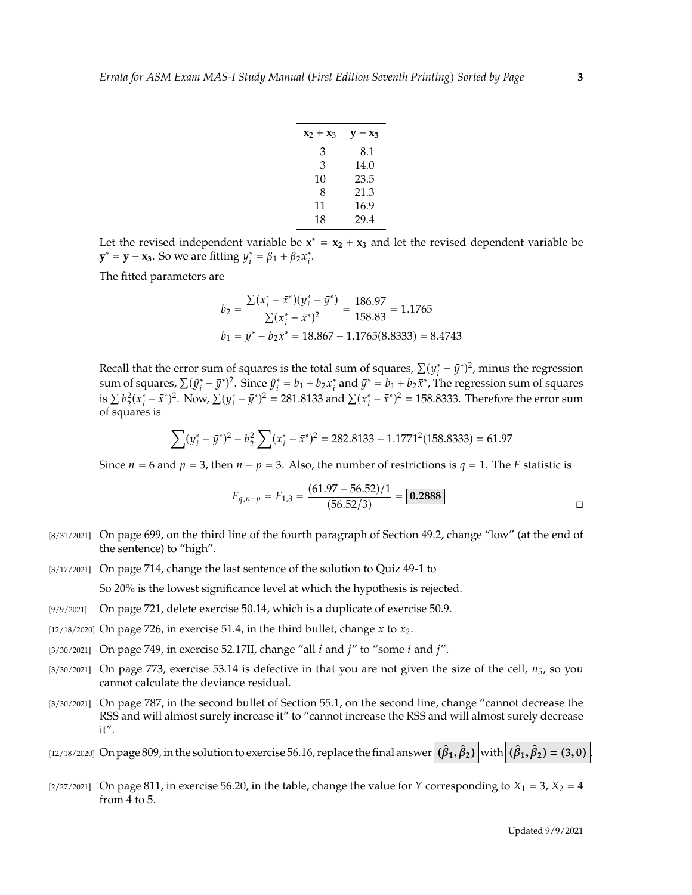| $\mathbf{x_2} + \mathbf{x_3}$ | $\mathbf{y} - \mathbf{x_3}$ |
|---|---|
| 3 | 8.1 |
| 3 | 14.0 |
| 10 | 23.5 |
| 8 | 21.3 |
| 11 | 16.9 |
| 18 | 29.4 |

Let the revised independent variable be $\mathbf{x}^* = \mathbf{x_2} + \mathbf{x_3}$ and let the revised dependent variable be $\mathbf{y}^* = \mathbf{y} - \mathbf{x_3}$. So we are fitting $y_i^* = \beta_1 + \beta_2 x_i^*$.

The fitted parameters are

$$b_2 = \frac{\sum(x_i^* - \bar{x}^*)(y_i^* - \bar{y}^*)}{\sum(x_i^* - \bar{x}^*)^2} = \frac{186.97}{158.83} = 1.1765$$
$$b_1 = \bar{y}^* - b_2\bar{x}^* = 18.867 - 1.1765(8.8333) = 8.4743$$

Recall that the error sum of squares is the total sum of squares, $\sum(y_i^* - \bar{y}^*)^2$, minus the regression sum of squares, $\sum(\hat{y}_i^* - \bar{y}^*)^2$. Since $\hat{y}_i^* = b_1 + b_2 x_i^*$ and $\bar{y}^* = b_1 + b_2\bar{x}^*$, The regression sum of squares is $\sum b_2^2(x_i^* - \bar{x}^*)^2$. Now, $\sum(y_i^* - \bar{y}^*)^2 = 281.8133$ and $\sum(x_i^* - \bar{x}^*)^2 = 158.8333$. Therefore the error sum of squares is

$$\sum(y_i^* - \bar{y}^*)^2 - b_2^2\sum(x_i^* - \bar{x}^*)^2 = 282.8133 - 1.1771^2(158.8333) = 61.97$$

Since $n = 6$ and $p = 3$, then $n - p = 3$. Also, the number of restrictions is $q = 1$. The $F$ statistic is

$$F_{q,n-p} = F_{1,3} = \frac{(61.97 - 56.52)/1}{(56.52/3)} = \boxed{0.2888}$$

□

- [8/31/2021] On page 699, on the third line of the fourth paragraph of Section 49.2, change "low" (at the end of the sentence) to "high".
- [3/17/2021] On page 714, change the last sentence of the solution to Quiz 49-1 to

  So 20% is the lowest significance level at which the hypothesis is rejected.
- [9/9/2021] On page 721, delete exercise 50.14, which is a duplicate of exercise 50.9.
- [12/18/2020] On page 726, in exercise 51.4, in the third bullet, change $x$ to $x_2$.
- [3/30/2021] On page 749, in exercise 52.17II, change "all $i$ and $j$" to "some $i$ and $j$".
- [3/30/2021] On page 773, exercise 53.14 is defective in that you are not given the size of the cell, $n_5$, so you cannot calculate the deviance residual.
- [3/30/2021] On page 787, in the second bullet of Section 55.1, on the second line, change "cannot decrease the RSS and will almost surely increase it" to "cannot increase the RSS and will almost surely decrease it".
- [12/18/2020] On page 809, in the solution to exercise 56.16, replace the final answer $\boxed{(\hat{\beta}_1, \hat{\beta}_2)}$ with $\boxed{(\hat{\beta}_1, \hat{\beta}_2) = (3, 0)}$.
- [2/27/2021] On page 811, in exercise 56.20, in the table, change the value for $Y$ corresponding to $X_1 = 3$, $X_2 = 4$ from 4 to 5.

Updated 9/9/2021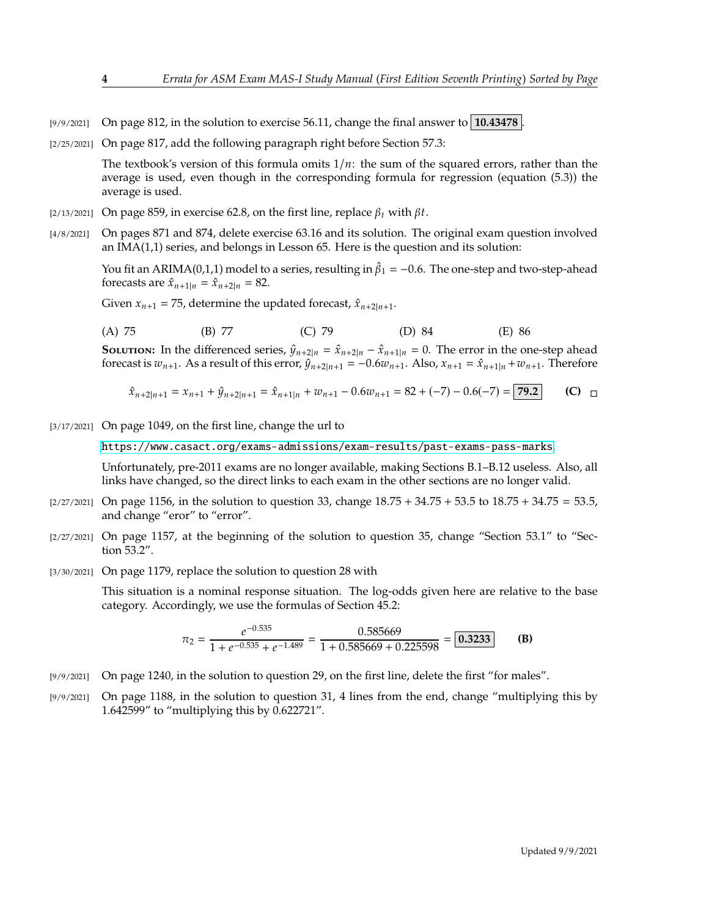[9/9/2021] On page 812, in the solution to exercise 56.11, change the final answer to **10.43478**.

[2/25/2021] On page 817, add the following paragraph right before Section 57.3:

> The textbook's version of this formula omits $1/n$: the sum of the squared errors, rather than the average is used, even though in the corresponding formula for regression (equation (5.3)) the average is used.

[2/13/2021] On page 859, in exercise 62.8, on the first line, replace $\beta_t$ with $\beta t$.

[4/8/2021] On pages 871 and 874, delete exercise 63.16 and its solution. The original exam question involved an IMA(1,1) series, and belongs in Lesson 65. Here is the question and its solution:

> You fit an ARIMA(0,1,1) model to a series, resulting in $\hat{\beta}_1 = -0.6$. The one-step and two-step-ahead forecasts are $\hat{x}_{n+1|n} = \hat{x}_{n+2|n} = 82$.
>
> Given $x_{n+1} = 75$, determine the updated forecast, $\hat{x}_{n+2|n+1}$.
>
> (A) 75 (B) 77 (C) 79 (D) 84 (E) 86
>
> **Solution:** In the differenced series, $\hat{y}_{n+2|n} = \hat{x}_{n+2|n} - \hat{x}_{n+1|n} = 0$. The error in the one-step ahead forecast is $w_{n+1}$. As a result of this error, $\hat{y}_{n+2|n+1} = -0.6w_{n+1}$. Also, $x_{n+1} = \hat{x}_{n+1|n} + w_{n+1}$. Therefore
>
> $$\hat{x}_{n+2|n+1} = x_{n+1} + \hat{y}_{n+2|n+1} = \hat{x}_{n+1|n} + w_{n+1} - 0.6w_{n+1} = 82 + (-7) - 0.6(-7) = \boxed{79.2} \quad \textbf{(C)}$$

[3/17/2021] On page 1049, on the first line, change the url to

> https://www.casact.org/exams-admissions/exam-results/past-exams-pass-marks.
>
> Unfortunately, pre-2011 exams are no longer available, making Sections B.1–B.12 useless. Also, all links have changed, so the direct links to each exam in the other sections are no longer valid.

[2/27/2021] On page 1156, in the solution to question 33, change 18.75 + 34.75 + 53.5 to 18.75 + 34.75 = 53.5, and change "eror" to "error".

[2/27/2021] On page 1157, at the beginning of the solution to question 35, change "Section 53.1" to "Section 53.2".

[3/30/2021] On page 1179, replace the solution to question 28 with

> This situation is a nominal response situation. The log-odds given here are relative to the base category. Accordingly, we use the formulas of Section 45.2:
>
> $$\pi_2 = \frac{e^{-0.535}}{1 + e^{-0.535} + e^{-1.489}} = \frac{0.585669}{1 + 0.585669 + 0.225598} = \boxed{0.3233} \quad \textbf{(B)}$$

[9/9/2021] On page 1240, in the solution to question 29, on the first line, delete the first "for males".

[9/9/2021] On page 1188, in the solution to question 31, 4 lines from the end, change "multiplying this by 1.642599" to "multiplying this by 0.622721".